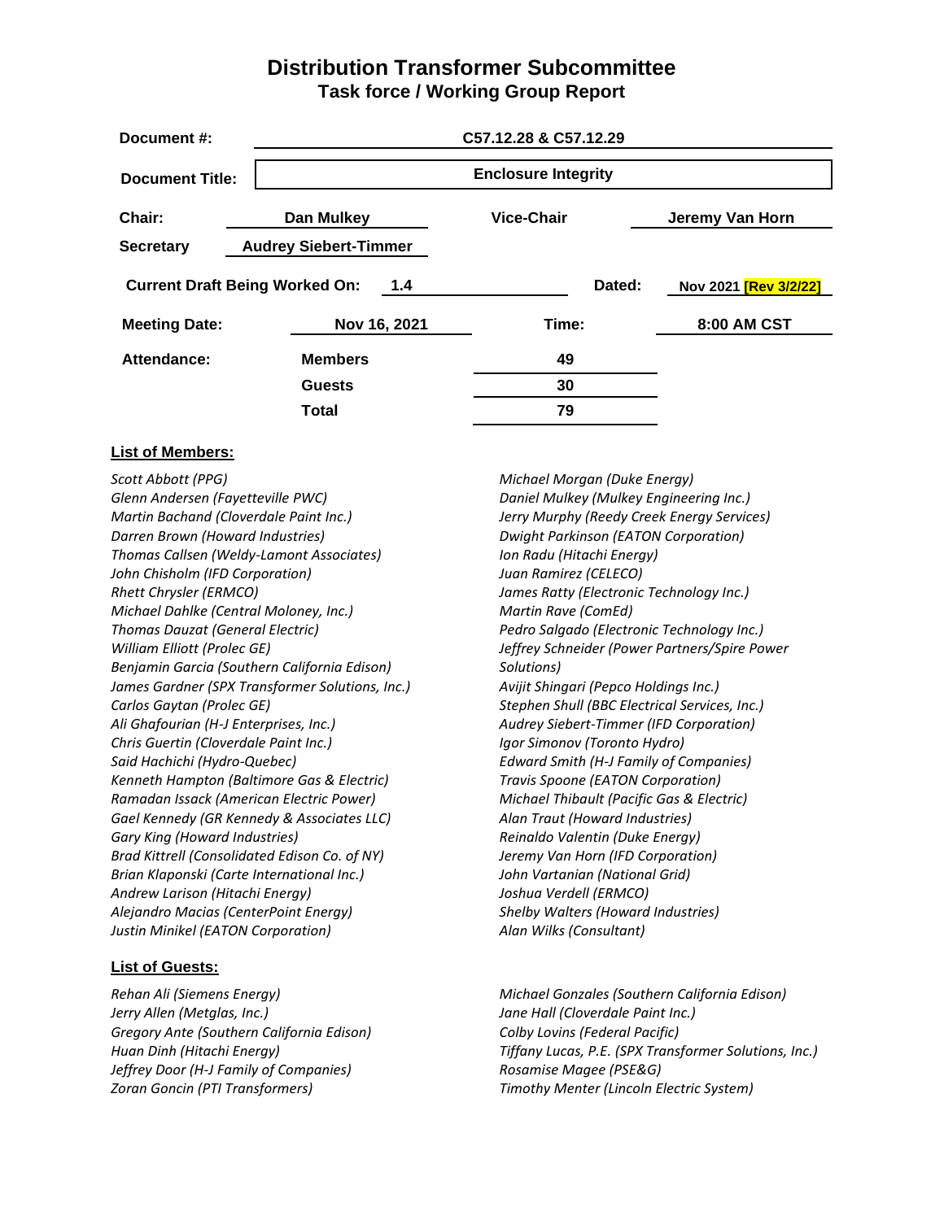# Distribution Transformer Subcommittee

## Task force / Working Group Report

| | | | |
|---|---|---|---|
| **Document #:** | **C57.12.28 & C57.12.29** | | |
| **Document Title:** | **Enclosure Integrity** | | |
| **Chair:** | **Dan Mulkey** | **Vice-Chair** | **Jeremy Van Horn** |
| **Secretary** | **Audrey Siebert-Timmer** | | |
| **Current Draft Being Worked On:** | **1.4** | **Dated:** | **Nov 2021 [Rev 3/2/22]** |
| **Meeting Date:** | **Nov 16, 2021** | **Time:** | **8:00 AM CST** |
| **Attendance:** | **Members** | **49** | |
| | **Guests** | **30** | |
| | **Total** | **79** | |

**List of Members:**

*Scott Abbott (PPG)*
*Glenn Andersen (Fayetteville PWC)*
*Martin Bachand (Cloverdale Paint Inc.)*
*Darren Brown (Howard Industries)*
*Thomas Callsen (Weldy-Lamont Associates)*
*John Chisholm (IFD Corporation)*
*Rhett Chrysler (ERMCO)*
*Michael Dahlke (Central Moloney, Inc.)*
*Thomas Dauzat (General Electric)*
*William Elliott (Prolec GE)*
*Benjamin Garcia (Southern California Edison)*
*James Gardner (SPX Transformer Solutions, Inc.)*
*Carlos Gaytan (Prolec GE)*
*Ali Ghafourian (H-J Enterprises, Inc.)*
*Chris Guertin (Cloverdale Paint Inc.)*
*Said Hachichi (Hydro-Quebec)*
*Kenneth Hampton (Baltimore Gas & Electric)*
*Ramadan Issack (American Electric Power)*
*Gael Kennedy (GR Kennedy & Associates LLC)*
*Gary King (Howard Industries)*
*Brad Kittrell (Consolidated Edison Co. of NY)*
*Brian Klaponski (Carte International Inc.)*
*Andrew Larison (Hitachi Energy)*
*Alejandro Macias (CenterPoint Energy)*
*Justin Minikel (EATON Corporation)*
*Michael Morgan (Duke Energy)*
*Daniel Mulkey (Mulkey Engineering Inc.)*
*Jerry Murphy (Reedy Creek Energy Services)*
*Dwight Parkinson (EATON Corporation)*
*Ion Radu (Hitachi Energy)*
*Juan Ramirez (CELECO)*
*James Ratty (Electronic Technology Inc.)*
*Martin Rave (ComEd)*
*Pedro Salgado (Electronic Technology Inc.)*
*Jeffrey Schneider (Power Partners/Spire Power Solutions)*
*Avijit Shingari (Pepco Holdings Inc.)*
*Stephen Shull (BBC Electrical Services, Inc.)*
*Audrey Siebert-Timmer (IFD Corporation)*
*Igor Simonov (Toronto Hydro)*
*Edward Smith (H-J Family of Companies)*
*Travis Spoone (EATON Corporation)*
*Michael Thibault (Pacific Gas & Electric)*
*Alan Traut (Howard Industries)*
*Reinaldo Valentin (Duke Energy)*
*Jeremy Van Horn (IFD Corporation)*
*John Vartanian (National Grid)*
*Joshua Verdell (ERMCO)*
*Shelby Walters (Howard Industries)*
*Alan Wilks (Consultant)*

**List of Guests:**

*Rehan Ali (Siemens Energy)*
*Jerry Allen (Metglas, Inc.)*
*Gregory Ante (Southern California Edison)*
*Huan Dinh (Hitachi Energy)*
*Jeffrey Door (H-J Family of Companies)*
*Zoran Goncin (PTI Transformers)*
*Michael Gonzales (Southern California Edison)*
*Jane Hall (Cloverdale Paint Inc.)*
*Colby Lovins (Federal Pacific)*
*Tiffany Lucas, P.E. (SPX Transformer Solutions, Inc.)*
*Rosamise Magee (PSE&G)*
*Timothy Menter (Lincoln Electric System)*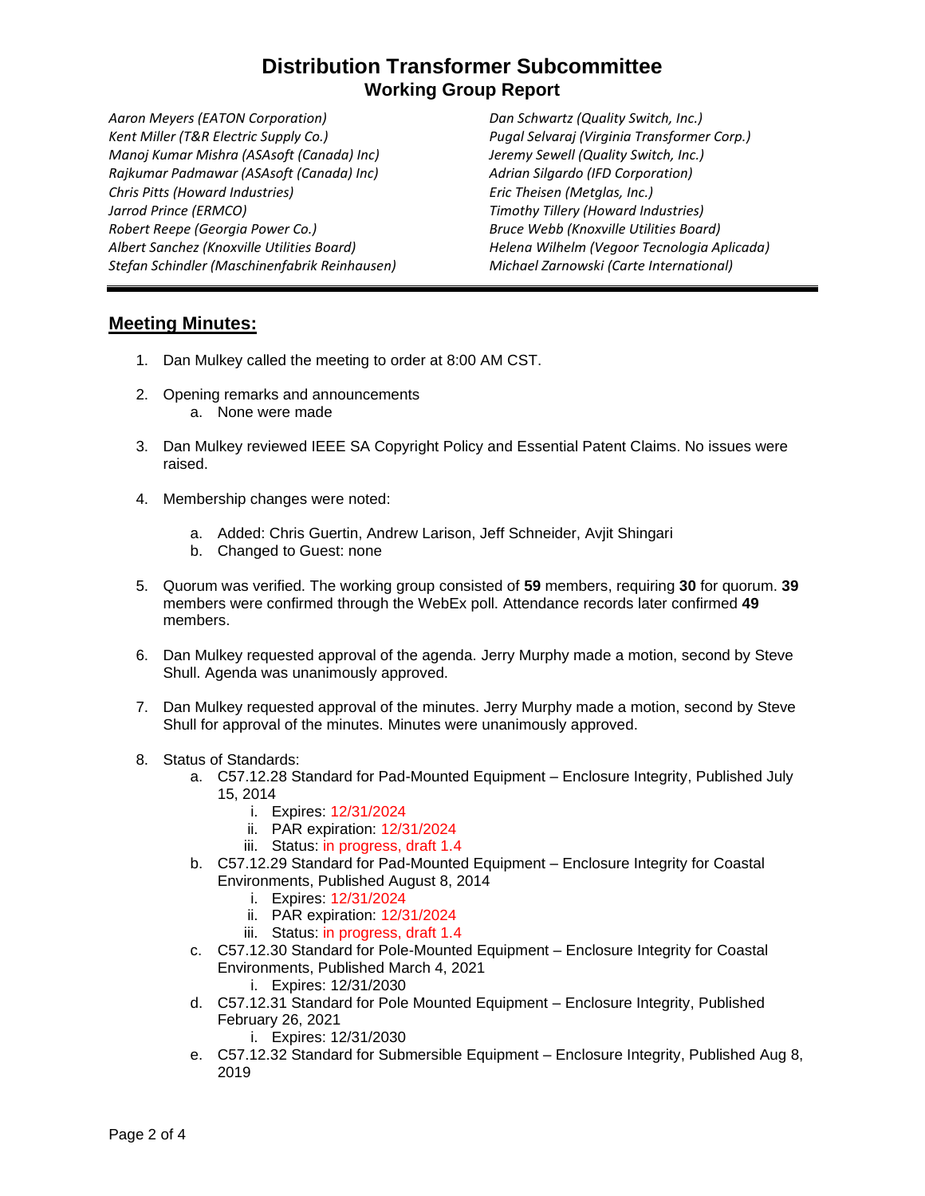# Distribution Transformer Subcommittee
## Working Group Report

*Aaron Meyers (EATON Corporation)*
*Kent Miller (T&R Electric Supply Co.)*
*Manoj Kumar Mishra (ASAsoft (Canada) Inc)*
*Rajkumar Padmawar (ASAsoft (Canada) Inc)*
*Chris Pitts (Howard Industries)*
*Jarrod Prince (ERMCO)*
*Robert Reepe (Georgia Power Co.)*
*Albert Sanchez (Knoxville Utilities Board)*
*Stefan Schindler (Maschinenfabrik Reinhausen)*
*Dan Schwartz (Quality Switch, Inc.)*
*Pugal Selvaraj (Virginia Transformer Corp.)*
*Jeremy Sewell (Quality Switch, Inc.)*
*Adrian Silgardo (IFD Corporation)*
*Eric Theisen (Metglas, Inc.)*
*Timothy Tillery (Howard Industries)*
*Bruce Webb (Knoxville Utilities Board)*
*Helena Wilhelm (Vegoor Tecnologia Aplicada)*
*Michael Zarnowski (Carte International)*

---

## Meeting Minutes:

1. Dan Mulkey called the meeting to order at 8:00 AM CST.

2. Opening remarks and announcements
   a. None were made

3. Dan Mulkey reviewed IEEE SA Copyright Policy and Essential Patent Claims. No issues were raised.

4. Membership changes were noted:

   a. Added: Chris Guertin, Andrew Larison, Jeff Schneider, Avjit Shingari
   b. Changed to Guest: none

5. Quorum was verified. The working group consisted of **59** members, requiring **30** for quorum. **39** members were confirmed through the WebEx poll. Attendance records later confirmed **49** members.

6. Dan Mulkey requested approval of the agenda. Jerry Murphy made a motion, second by Steve Shull. Agenda was unanimously approved.

7. Dan Mulkey requested approval of the minutes. Jerry Murphy made a motion, second by Steve Shull for approval of the minutes. Minutes were unanimously approved.

8. Status of Standards:
   a. C57.12.28 Standard for Pad-Mounted Equipment – Enclosure Integrity, Published July 15, 2014
      i. Expires: 12/31/2024
      ii. PAR expiration: 12/31/2024
      iii. Status: in progress, draft 1.4
   b. C57.12.29 Standard for Pad-Mounted Equipment – Enclosure Integrity for Coastal Environments, Published August 8, 2014
      i. Expires: 12/31/2024
      ii. PAR expiration: 12/31/2024
      iii. Status: in progress, draft 1.4
   c. C57.12.30 Standard for Pole-Mounted Equipment – Enclosure Integrity for Coastal Environments, Published March 4, 2021
      i. Expires: 12/31/2030
   d. C57.12.31 Standard for Pole Mounted Equipment – Enclosure Integrity, Published February 26, 2021
      i. Expires: 12/31/2030
   e. C57.12.32 Standard for Submersible Equipment – Enclosure Integrity, Published Aug 8, 2019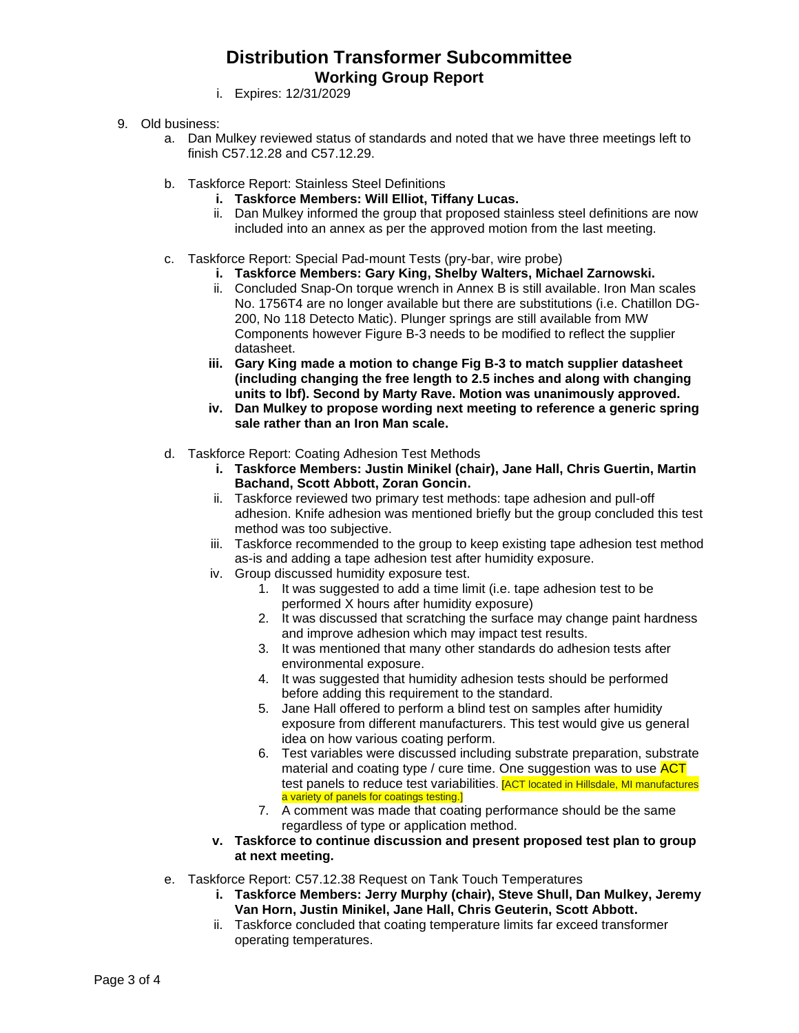i. Expires: 12/31/2029

9. Old business:
    a. Dan Mulkey reviewed status of standards and noted that we have three meetings left to finish C57.12.28 and C57.12.29.

    b. Taskforce Report: Stainless Steel Definitions
        i. **Taskforce Members: Will Elliot, Tiffany Lucas.**
        ii. Dan Mulkey informed the group that proposed stainless steel definitions are now included into an annex as per the approved motion from the last meeting.

    c. Taskforce Report: Special Pad-mount Tests (pry-bar, wire probe)
        i. **Taskforce Members: Gary King, Shelby Walters, Michael Zarnowski.**
        ii. Concluded Snap-On torque wrench in Annex B is still available. Iron Man scales No. 1756T4 are no longer available but there are substitutions (i.e. Chatillon DG-200, No 118 Detecto Matic). Plunger springs are still available from MW Components however Figure B-3 needs to be modified to reflect the supplier datasheet.
        iii. **Gary King made a motion to change Fig B-3 to match supplier datasheet (including changing the free length to 2.5 inches and along with changing units to lbf). Second by Marty Rave. Motion was unanimously approved.**
        iv. **Dan Mulkey to propose wording next meeting to reference a generic spring sale rather than an Iron Man scale.**

    d. Taskforce Report: Coating Adhesion Test Methods
        i. **Taskforce Members: Justin Minikel (chair), Jane Hall, Chris Guertin, Martin Bachand, Scott Abbott, Zoran Goncin.**
        ii. Taskforce reviewed two primary test methods: tape adhesion and pull-off adhesion. Knife adhesion was mentioned briefly but the group concluded this test method was too subjective.
        iii. Taskforce recommended to the group to keep existing tape adhesion test method as-is and adding a tape adhesion test after humidity exposure.
        iv. Group discussed humidity exposure test.
            1. It was suggested to add a time limit (i.e. tape adhesion test to be performed X hours after humidity exposure)
            2. It was discussed that scratching the surface may change paint hardness and improve adhesion which may impact test results.
            3. It was mentioned that many other standards do adhesion tests after environmental exposure.
            4. It was suggested that humidity adhesion tests should be performed before adding this requirement to the standard.
            5. Jane Hall offered to perform a blind test on samples after humidity exposure from different manufacturers. This test would give us general idea on how various coating perform.
            6. Test variables were discussed including substrate preparation, substrate material and coating type / cure time. One suggestion was to use ACT test panels to reduce test variabilities. [ACT located in Hillsdale, MI manufactures a variety of panels for coatings testing.]
            7. A comment was made that coating performance should be the same regardless of type or application method.
        v. **Taskforce to continue discussion and present proposed test plan to group at next meeting.**

    e. Taskforce Report: C57.12.38 Request on Tank Touch Temperatures
        i. **Taskforce Members: Jerry Murphy (chair), Steve Shull, Dan Mulkey, Jeremy Van Horn, Justin Minikel, Jane Hall, Chris Geuterin, Scott Abbott.**
        ii. Taskforce concluded that coating temperature limits far exceed transformer operating temperatures.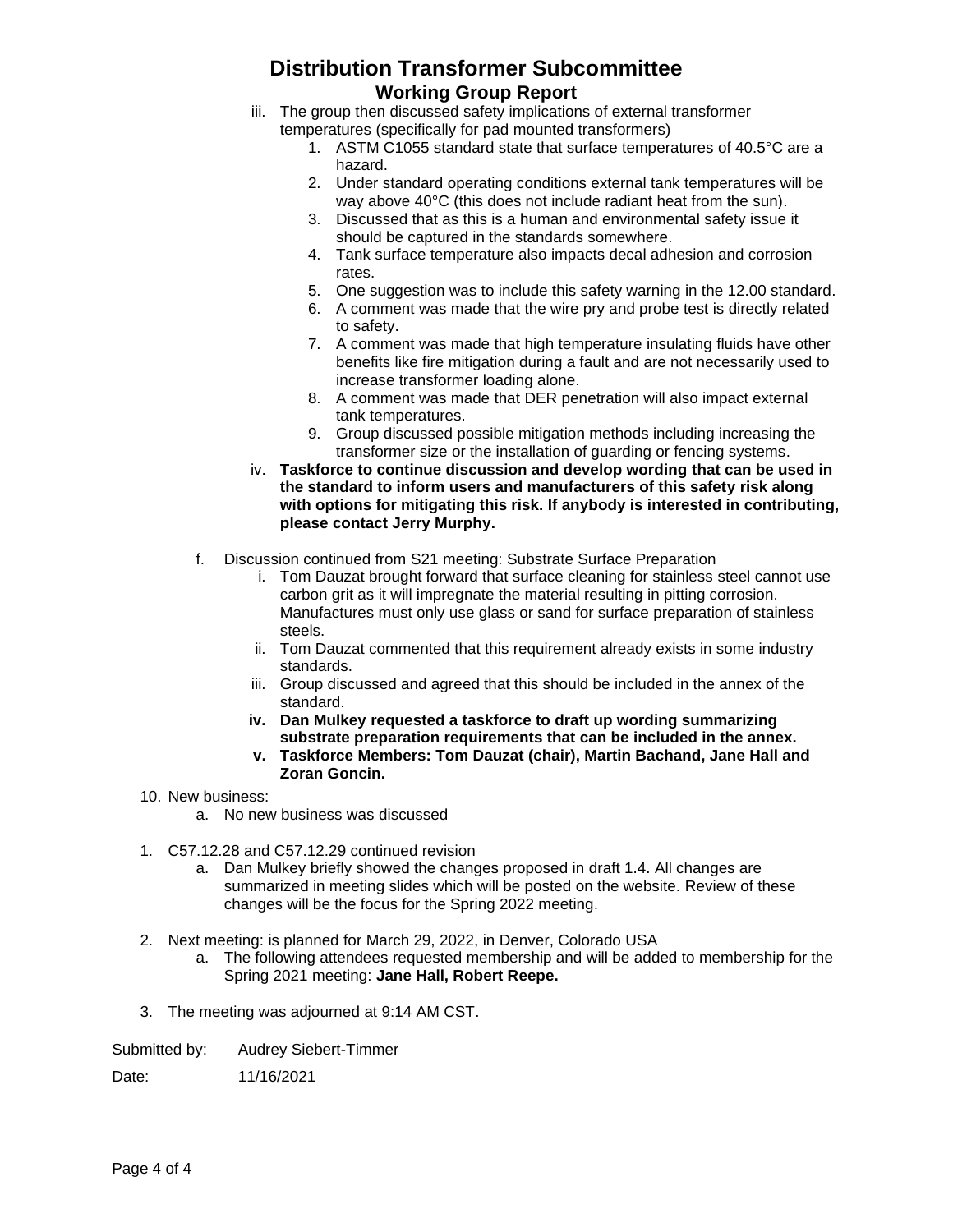# Distribution Transformer Subcommittee

## Working Group Report

iii. The group then discussed safety implications of external transformer temperatures (specifically for pad mounted transformers)
   1. ASTM C1055 standard state that surface temperatures of 40.5°C are a hazard.
   2. Under standard operating conditions external tank temperatures will be way above 40°C (this does not include radiant heat from the sun).
   3. Discussed that as this is a human and environmental safety issue it should be captured in the standards somewhere.
   4. Tank surface temperature also impacts decal adhesion and corrosion rates.
   5. One suggestion was to include this safety warning in the 12.00 standard.
   6. A comment was made that the wire pry and probe test is directly related to safety.
   7. A comment was made that high temperature insulating fluids have other benefits like fire mitigation during a fault and are not necessarily used to increase transformer loading alone.
   8. A comment was made that DER penetration will also impact external tank temperatures.
   9. Group discussed possible mitigation methods including increasing the transformer size or the installation of guarding or fencing systems.

iv. **Taskforce to continue discussion and develop wording that can be used in the standard to inform users and manufacturers of this safety risk along with options for mitigating this risk. If anybody is interested in contributing, please contact Jerry Murphy.**

f. Discussion continued from S21 meeting: Substrate Surface Preparation
   i. Tom Dauzat brought forward that surface cleaning for stainless steel cannot use carbon grit as it will impregnate the material resulting in pitting corrosion. Manufactures must only use glass or sand for surface preparation of stainless steels.
   ii. Tom Dauzat commented that this requirement already exists in some industry standards.
   iii. Group discussed and agreed that this should be included in the annex of the standard.
   iv. **Dan Mulkey requested a taskforce to draft up wording summarizing substrate preparation requirements that can be included in the annex.**
   v. **Taskforce Members: Tom Dauzat (chair), Martin Bachand, Jane Hall and Zoran Goncin.**

10. New business:
    a. No new business was discussed

1. C57.12.28 and C57.12.29 continued revision
   a. Dan Mulkey briefly showed the changes proposed in draft 1.4. All changes are summarized in meeting slides which will be posted on the website. Review of these changes will be the focus for the Spring 2022 meeting.

2. Next meeting: is planned for March 29, 2022, in Denver, Colorado USA
   a. The following attendees requested membership and will be added to membership for the Spring 2021 meeting: **Jane Hall, Robert Reepe.**

3. The meeting was adjourned at 9:14 AM CST.

Submitted by: Audrey Siebert-Timmer

Date: 11/16/2021